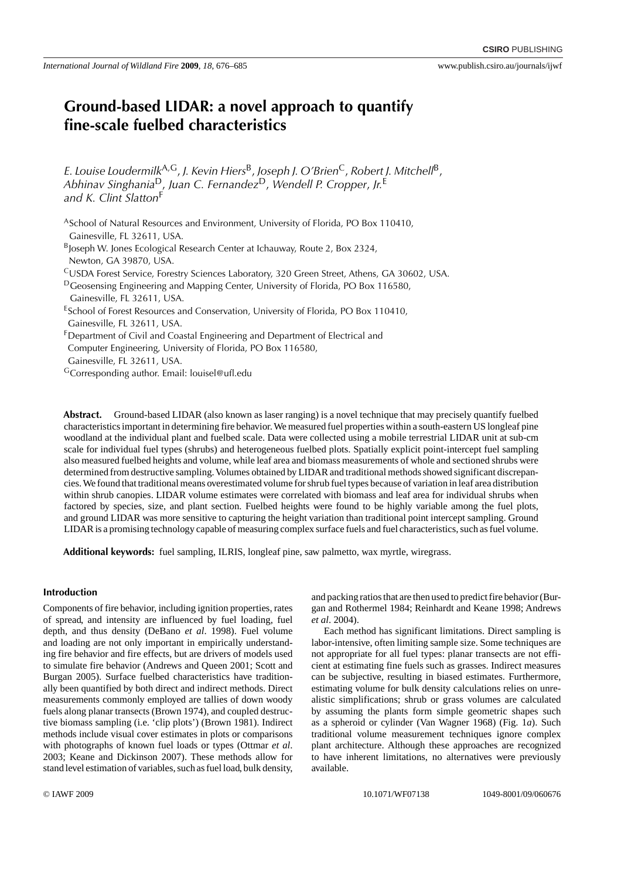# Ground-based LIDAR: a novel approach to quantify fine-scale fuelbed characteristics

*E. Louise Loudermilk*[A,G], *J. Kevin Hiers*[B], *Joseph J. O'Brien*[C], *Robert J. Mitchell*[B], *Abhinav Singhania*[D], *Juan C. Fernandez*[D], *Wendell P. Cropper, Jr.*[E] and *K. Clint Slatton*[F]

[A]School of Natural Resources and Environment, University of Florida, PO Box 110410, Gainesville, FL 32611, USA.

[B]Joseph W. Jones Ecological Research Center at Ichauway, Route 2, Box 2324, Newton, GA 39870, USA.

[C]USDA Forest Service, Forestry Sciences Laboratory, 320 Green Street, Athens, GA 30602, USA.

[D]Geosensing Engineering and Mapping Center, University of Florida, PO Box 116580, Gainesville, FL 32611, USA.

[E]School of Forest Resources and Conservation, University of Florida, PO Box 110410, Gainesville, FL 32611, USA.

[F]Department of Civil and Coastal Engineering and Department of Electrical and Computer Engineering, University of Florida, PO Box 116580, Gainesville, FL 32611, USA.

[G]Corresponding author. Email: louisel@ufl.edu

**Abstract.** Ground-based LIDAR (also known as laser ranging) is a novel technique that may precisely quantify fuelbed characteristics important in determining fire behavior. We measured fuel properties within a south-eastern US longleaf pine woodland at the individual plant and fuelbed scale. Data were collected using a mobile terrestrial LIDAR unit at sub-cm scale for individual fuel types (shrubs) and heterogeneous fuelbed plots. Spatially explicit point-intercept fuel sampling also measured fuelbed heights and volume, while leaf area and biomass measurements of whole and sectioned shrubs were determined from destructive sampling. Volumes obtained by LIDAR and traditional methods showed significant discrepancies. We found that traditional means overestimated volume for shrub fuel types because of variation in leaf area distribution within shrub canopies. LIDAR volume estimates were correlated with biomass and leaf area for individual shrubs when factored by species, size, and plant section. Fuelbed heights were found to be highly variable among the fuel plots, and ground LIDAR was more sensitive to capturing the height variation than traditional point intercept sampling. Ground LIDAR is a promising technology capable of measuring complex surface fuels and fuel characteristics, such as fuel volume.

**Additional keywords:** fuel sampling, ILRIS, longleaf pine, saw palmetto, wax myrtle, wiregrass.

## Introduction

Components of fire behavior, including ignition properties, rates of spread, and intensity are influenced by fuel loading, fuel depth, and thus density (DeBano *et al*. 1998). Fuel volume and loading are not only important in empirically understanding fire behavior and fire effects, but are drivers of models used to simulate fire behavior (Andrews and Queen 2001; Scott and Burgan 2005). Surface fuelbed characteristics have traditionally been quantified by both direct and indirect methods. Direct measurements commonly employed are tallies of down woody fuels along planar transects (Brown 1974), and coupled destructive biomass sampling (i.e. 'clip plots') (Brown 1981). Indirect methods include visual cover estimates in plots or comparisons with photographs of known fuel loads or types (Ottmar *et al*. 2003; Keane and Dickinson 2007). These methods allow for stand level estimation of variables, such as fuel load, bulk density, and packing ratios that are then used to predict fire behavior (Burgan and Rothermel 1984; Reinhardt and Keane 1998; Andrews *et al*. 2004).

Each method has significant limitations. Direct sampling is labor-intensive, often limiting sample size. Some techniques are not appropriate for all fuel types: planar transects are not efficient at estimating fine fuels such as grasses. Indirect measures can be subjective, resulting in biased estimates. Furthermore, estimating volume for bulk density calculations relies on unrealistic simplifications; shrub or grass volumes are calculated by assuming the plants form simple geometric shapes such as a spheroid or cylinder (Van Wagner 1968) (Fig. 1*a*). Such traditional volume measurement techniques ignore complex plant architecture. Although these approaches are recognized to have inherent limitations, no alternatives were previously available.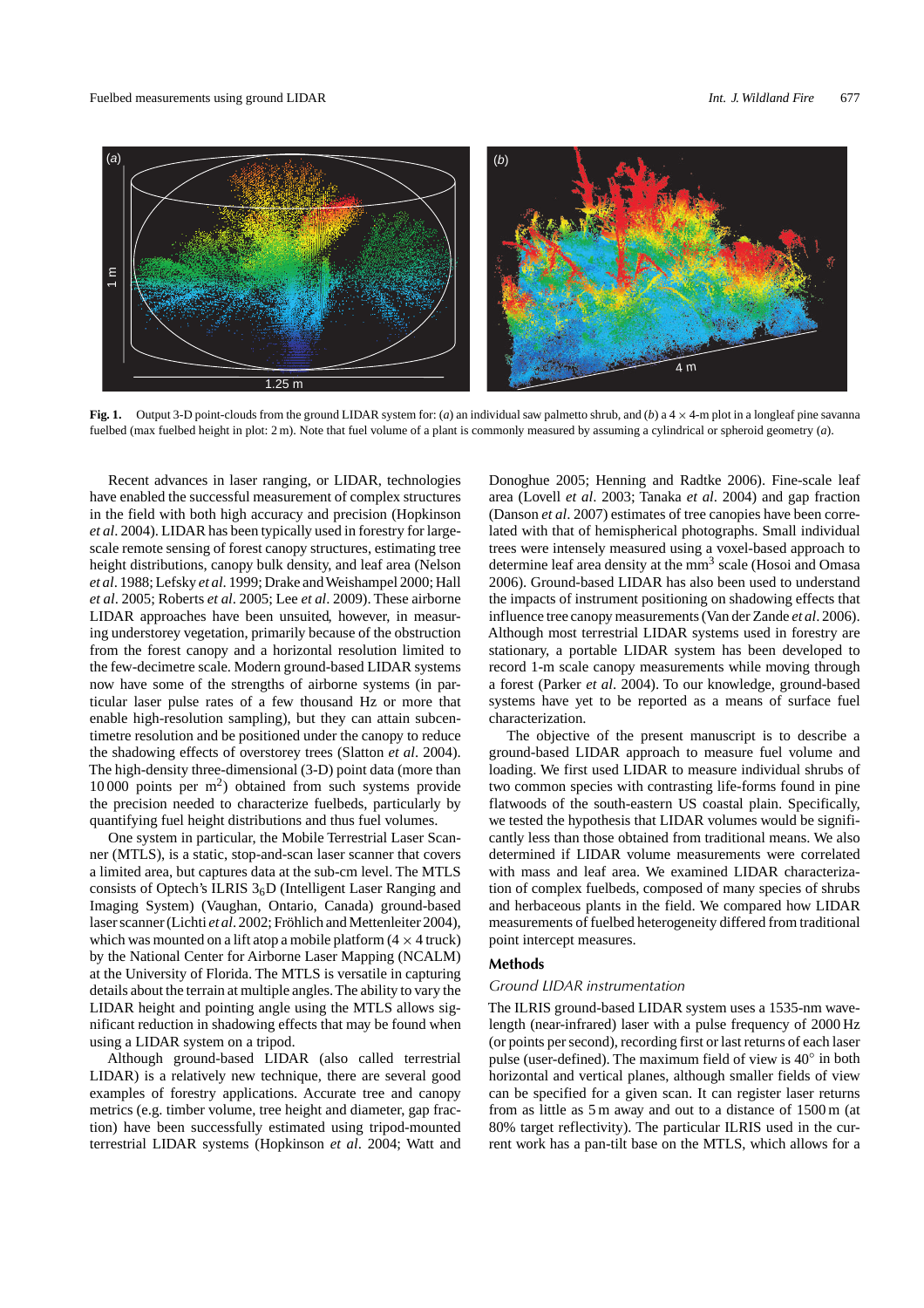**Fig. 1.** Output 3-D point-clouds from the ground LIDAR system for: (*a*) an individual saw palmetto shrub, and (*b*) a 4 × 4-m plot in a longleaf pine savanna fuelbed (max fuelbed height in plot: 2 m). Note that fuel volume of a plant is commonly measured by assuming a cylindrical or spheroid geometry (*a*).

Recent advances in laser ranging, or LIDAR, technologies have enabled the successful measurement of complex structures in the field with both high accuracy and precision (Hopkinson *et al*. 2004). LIDAR has been typically used in forestry for large-scale remote sensing of forest canopy structures, estimating tree height distributions, canopy bulk density, and leaf area (Nelson *et al*. 1988; Lefsky *et al*. 1999; Drake and Weishampel 2000; Hall *et al*. 2005; Roberts *et al*. 2005; Lee *et al*. 2009). These airborne LIDAR approaches have been unsuited, however, in measuring understorey vegetation, primarily because of the obstruction from the forest canopy and a horizontal resolution limited to the few-decimetre scale. Modern ground-based LIDAR systems now have some of the strengths of airborne systems (in particular laser pulse rates of a few thousand Hz or more that enable high-resolution sampling), but they can attain subcentimetre resolution and be positioned under the canopy to reduce the shadowing effects of overstorey trees (Slatton *et al*. 2004). The high-density three-dimensional (3-D) point data (more than 10 000 points per $m^2$) obtained from such systems provide the precision needed to characterize fuelbeds, particularly by quantifying fuel height distributions and thus fuel volumes.

One system in particular, the Mobile Terrestrial Laser Scanner (MTLS), is a static, stop-and-scan laser scanner that covers a limited area, but captures data at the sub-cm level. The MTLS consists of Optech's ILRIS $3_6$D (Intelligent Laser Ranging and Imaging System) (Vaughan, Ontario, Canada) ground-based laser scanner (Lichti *et al*. 2002; Fröhlich and Mettenleiter 2004), which was mounted on a lift atop a mobile platform (4 × 4 truck) by the National Center for Airborne Laser Mapping (NCALM) at the University of Florida. The MTLS is versatile in capturing details about the terrain at multiple angles. The ability to vary the LIDAR height and pointing angle using the MTLS allows significant reduction in shadowing effects that may be found when using a LIDAR system on a tripod.

Although ground-based LIDAR (also called terrestrial LIDAR) is a relatively new technique, there are several good examples of forestry applications. Accurate tree and canopy metrics (e.g. timber volume, tree height and diameter, gap fraction) have been successfully estimated using tripod-mounted terrestrial LIDAR systems (Hopkinson *et al*. 2004; Watt and Donoghue 2005; Henning and Radtke 2006). Fine-scale leaf area (Lovell *et al*. 2003; Tanaka *et al*. 2004) and gap fraction (Danson *et al*. 2007) estimates of tree canopies have been correlated with that of hemispherical photographs. Small individual trees were intensely measured using a voxel-based approach to determine leaf area density at the $mm^3$ scale (Hosoi and Omasa 2006). Ground-based LIDAR has also been used to understand the impacts of instrument positioning on shadowing effects that influence tree canopy measurements (Van der Zande *et al*. 2006). Although most terrestrial LIDAR systems used in forestry are stationary, a portable LIDAR system has been developed to record 1-m scale canopy measurements while moving through a forest (Parker *et al*. 2004). To our knowledge, ground-based systems have yet to be reported as a means of surface fuel characterization.

The objective of the present manuscript is to describe a ground-based LIDAR approach to measure fuel volume and loading. We first used LIDAR to measure individual shrubs of two common species with contrasting life-forms found in pine flatwoods of the south-eastern US coastal plain. Specifically, we tested the hypothesis that LIDAR volumes would be significantly less than those obtained from traditional means. We also determined if LIDAR volume measurements were correlated with mass and leaf area. We examined LIDAR characterization of complex fuelbeds, composed of many species of shrubs and herbaceous plants in the field. We compared how LIDAR measurements of fuelbed heterogeneity differed from traditional point intercept measures.

## Methods

### *Ground LIDAR instrumentation*

The ILRIS ground-based LIDAR system uses a 1535-nm wavelength (near-infrared) laser with a pulse frequency of 2000 Hz (or points per second), recording first or last returns of each laser pulse (user-defined). The maximum field of view is 40° in both horizontal and vertical planes, although smaller fields of view can be specified for a given scan. It can register laser returns from as little as 5 m away and out to a distance of 1500 m (at 80% target reflectivity). The particular ILRIS used in the current work has a pan-tilt base on the MTLS, which allows for a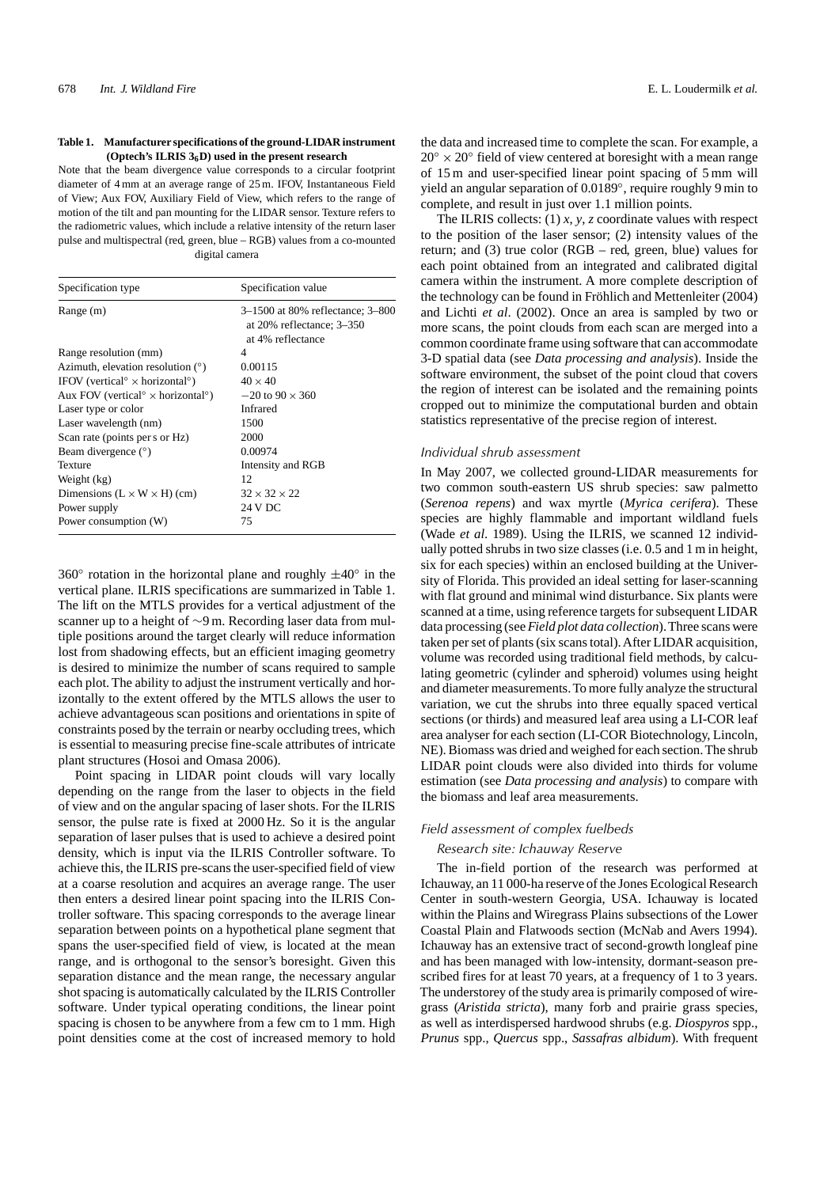**Table 1. Manufacturer specifications of the ground-LIDAR instrument (Optech's ILRIS $3_6$D) used in the present research**

Note that the beam divergence value corresponds to a circular footprint diameter of 4 mm at an average range of 25 m. IFOV, Instantaneous Field of View; Aux FOV, Auxiliary Field of View, which refers to the range of motion of the tilt and pan mounting for the LIDAR sensor. Texture refers to the radiometric values, which include a relative intensity of the return laser pulse and multispectral (red, green, blue – RGB) values from a co-mounted digital camera

| Specification type | Specification value |
|---|---|
| Range (m) | 3–1500 at 80% reflectance; 3–800 at 20% reflectance; 3–350 at 4% reflectance |
| Range resolution (mm) | 4 |
| Azimuth, elevation resolution (°) | 0.00115 |
| IFOV (vertical° × horizontal°) | 40 × 40 |
| Aux FOV (vertical° × horizontal°) | −20 to 90 × 360 |
| Laser type or color | Infrared |
| Laser wavelength (nm) | 1500 |
| Scan rate (points per s or Hz) | 2000 |
| Beam divergence (°) | 0.00974 |
| Texture | Intensity and RGB |
| Weight (kg) | 12 |
| Dimensions (L × W × H) (cm) | 32 × 32 × 22 |
| Power supply | 24 V DC |
| Power consumption (W) | 75 |

360° rotation in the horizontal plane and roughly ±40° in the vertical plane. ILRIS specifications are summarized in Table 1. The lift on the MTLS provides for a vertical adjustment of the scanner up to a height of ∼9 m. Recording laser data from multiple positions around the target clearly will reduce information lost from shadowing effects, but an efficient imaging geometry is desired to minimize the number of scans required to sample each plot. The ability to adjust the instrument vertically and horizontally to the extent offered by the MTLS allows the user to achieve advantageous scan positions and orientations in spite of constraints posed by the terrain or nearby occluding trees, which is essential to measuring precise fine-scale attributes of intricate plant structures (Hosoi and Omasa 2006).

Point spacing in LIDAR point clouds will vary locally depending on the range from the laser to objects in the field of view and on the angular spacing of laser shots. For the ILRIS sensor, the pulse rate is fixed at 2000 Hz. So it is the angular separation of laser pulses that is used to achieve a desired point density, which is input via the ILRIS Controller software. To achieve this, the ILRIS pre-scans the user-specified field of view at a coarse resolution and acquires an average range. The user then enters a desired linear point spacing into the ILRIS Controller software. This spacing corresponds to the average linear separation between points on a hypothetical plane segment that spans the user-specified field of view, is located at the mean range, and is orthogonal to the sensor's boresight. Given this separation distance and the mean range, the necessary angular shot spacing is automatically calculated by the ILRIS Controller software. Under typical operating conditions, the linear point spacing is chosen to be anywhere from a few cm to 1 mm. High point densities come at the cost of increased memory to hold the data and increased time to complete the scan. For example, a 20° × 20° field of view centered at boresight with a mean range of 15 m and user-specified linear point spacing of 5 mm will yield an angular separation of 0.0189°, require roughly 9 min to complete, and result in just over 1.1 million points.

The ILRIS collects: (1) *x, y, z* coordinate values with respect to the position of the laser sensor; (2) intensity values of the return; and (3) true color (RGB – red, green, blue) values for each point obtained from an integrated and calibrated digital camera within the instrument. A more complete description of the technology can be found in Fröhlich and Mettenleiter (2004) and Lichti *et al*. (2002). Once an area is sampled by two or more scans, the point clouds from each scan are merged into a common coordinate frame using software that can accommodate 3-D spatial data (see *Data processing and analysis*). Inside the software environment, the subset of the point cloud that covers the region of interest can be isolated and the remaining points cropped out to minimize the computational burden and obtain statistics representative of the precise region of interest.

### *Individual shrub assessment*

In May 2007, we collected ground-LIDAR measurements for two common south-eastern US shrub species: saw palmetto (*Serenoa repens*) and wax myrtle (*Myrica cerifera*). These species are highly flammable and important wildland fuels (Wade *et al*. 1989). Using the ILRIS, we scanned 12 individually potted shrubs in two size classes (i.e. 0.5 and 1 m in height, six for each species) within an enclosed building at the University of Florida. This provided an ideal setting for laser-scanning with flat ground and minimal wind disturbance. Six plants were scanned at a time, using reference targets for subsequent LIDAR data processing (see *Field plot data collection*). Three scans were taken per set of plants (six scans total). After LIDAR acquisition, volume was recorded using traditional field methods, by calculating geometric (cylinder and spheroid) volumes using height and diameter measurements. To more fully analyze the structural variation, we cut the shrubs into three equally spaced vertical sections (or thirds) and measured leaf area using a LI-COR leaf area analyser for each section (LI-COR Biotechnology, Lincoln, NE). Biomass was dried and weighed for each section. The shrub LIDAR point clouds were also divided into thirds for volume estimation (see *Data processing and analysis*) to compare with the biomass and leaf area measurements.

### *Field assessment of complex fuelbeds*

#### *Research site: Ichauway Reserve*

The in-field portion of the research was performed at Ichauway, an 11 000-ha reserve of the Jones Ecological Research Center in south-western Georgia, USA. Ichauway is located within the Plains and Wiregrass Plains subsections of the Lower Coastal Plain and Flatwoods section (McNab and Avers 1994). Ichauway has an extensive tract of second-growth longleaf pine and has been managed with low-intensity, dormant-season prescribed fires for at least 70 years, at a frequency of 1 to 3 years. The understorey of the study area is primarily composed of wiregrass (*Aristida stricta*), many forb and prairie grass species, as well as interdispersed hardwood shrubs (e.g. *Diospyros* spp., *Prunus* spp., *Quercus* spp., *Sassafras albidum*). With frequent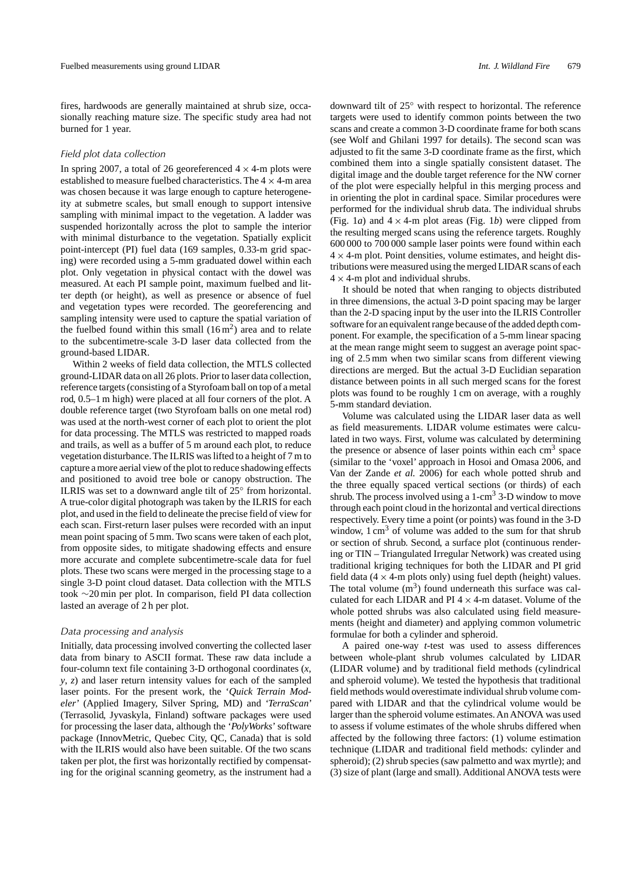fires, hardwoods are generally maintained at shrub size, occasionally reaching mature size. The specific study area had not burned for 1 year.

### Field plot data collection

In spring 2007, a total of 26 georeferenced $4 \times 4$-m plots were established to measure fuelbed characteristics. The $4 \times 4$-m area was chosen because it was large enough to capture heterogeneity at submetre scales, but small enough to support intensive sampling with minimal impact to the vegetation. A ladder was suspended horizontally across the plot to sample the interior with minimal disturbance to the vegetation. Spatially explicit point-intercept (PI) fuel data (169 samples, 0.33-m grid spacing) were recorded using a 5-mm graduated dowel within each plot. Only vegetation in physical contact with the dowel was measured. At each PI sample point, maximum fuelbed and litter depth (or height), as well as presence or absence of fuel and vegetation types were recorded. The georeferencing and sampling intensity were used to capture the spatial variation of the fuelbed found within this small ($16\,m^2$) area and to relate to the subcentimetre-scale 3-D laser data collected from the ground-based LIDAR.

Within 2 weeks of field data collection, the MTLS collected ground-LIDAR data on all 26 plots. Prior to laser data collection, reference targets (consisting of a Styrofoam ball on top of a metal rod, 0.5–1 m high) were placed at all four corners of the plot. A double reference target (two Styrofoam balls on one metal rod) was used at the north-west corner of each plot to orient the plot for data processing. The MTLS was restricted to mapped roads and trails, as well as a buffer of 5 m around each plot, to reduce vegetation disturbance. The ILRIS was lifted to a height of 7 m to capture a more aerial view of the plot to reduce shadowing effects and positioned to avoid tree bole or canopy obstruction. The ILRIS was set to a downward angle tilt of 25° from horizontal. A true-color digital photograph was taken by the ILRIS for each plot, and used in the field to delineate the precise field of view for each scan. First-return laser pulses were recorded with an input mean point spacing of 5 mm. Two scans were taken of each plot, from opposite sides, to mitigate shadowing effects and ensure more accurate and complete subcentimetre-scale data for fuel plots. These two scans were merged in the processing stage to a single 3-D point cloud dataset. Data collection with the MTLS took ~20 min per plot. In comparison, field PI data collection lasted an average of 2 h per plot.

### Data processing and analysis

Initially, data processing involved converting the collected laser data from binary to ASCII format. These raw data include a four-column text file containing 3-D orthogonal coordinates (*x*, *y*, *z*) and laser return intensity values for each of the sampled laser points. For the present work, the '*Quick Terrain Modeler*' (Applied Imagery, Silver Spring, MD) and '*TerraScan*' (Terrasolid, Jyvaskyla, Finland) software packages were used for processing the laser data, although the '*PolyWorks*' software package (InnovMetric, Quebec City, QC, Canada) that is sold with the ILRIS would also have been suitable. Of the two scans taken per plot, the first was horizontally rectified by compensating for the original scanning geometry, as the instrument had a downward tilt of 25° with respect to horizontal. The reference targets were used to identify common points between the two scans and create a common 3-D coordinate frame for both scans (see Wolf and Ghilani 1997 for details). The second scan was adjusted to fit the same 3-D coordinate frame as the first, which combined them into a single spatially consistent dataset. The digital image and the double target reference for the NW corner of the plot were especially helpful in this merging process and in orienting the plot in cardinal space. Similar procedures were performed for the individual shrub data. The individual shrubs (Fig. 1*a*) and $4 \times 4$-m plot areas (Fig. 1*b*) were clipped from the resulting merged scans using the reference targets. Roughly 600 000 to 700 000 sample laser points were found within each $4 \times 4$-m plot. Point densities, volume estimates, and height distributions were measured using the merged LIDAR scans of each $4 \times 4$-m plot and individual shrubs.

It should be noted that when ranging to objects distributed in three dimensions, the actual 3-D point spacing may be larger than the 2-D spacing input by the user into the ILRIS Controller software for an equivalent range because of the added depth component. For example, the specification of a 5-mm linear spacing at the mean range might seem to suggest an average point spacing of 2.5 mm when two similar scans from different viewing directions are merged. But the actual 3-D Euclidian separation distance between points in all such merged scans for the forest plots was found to be roughly 1 cm on average, with a roughly 5-mm standard deviation.

Volume was calculated using the LIDAR laser data as well as field measurements. LIDAR volume estimates were calculated in two ways. First, volume was calculated by determining the presence or absence of laser points within each $cm^3$ space (similar to the 'voxel' approach in Hosoi and Omasa 2006, and Van der Zande *et al.* 2006) for each whole potted shrub and the three equally spaced vertical sections (or thirds) of each shrub. The process involved using a 1-$cm^3$ 3-D window to move through each point cloud in the horizontal and vertical directions respectively. Every time a point (or points) was found in the 3-D window, $1\,cm^3$ of volume was added to the sum for that shrub or section of shrub. Second, a surface plot (continuous rendering or TIN – Triangulated Irregular Network) was created using traditional kriging techniques for both the LIDAR and PI grid field data ($4 \times 4$-m plots only) using fuel depth (height) values. The total volume ($m^3$) found underneath this surface was calculated for each LIDAR and PI $4 \times 4$-m dataset. Volume of the whole potted shrubs was also calculated using field measurements (height and diameter) and applying common volumetric formulae for both a cylinder and spheroid.

A paired one-way *t*-test was used to assess differences between whole-plant shrub volumes calculated by LIDAR (LIDAR volume) and by traditional field methods (cylindrical and spheroid volume). We tested the hypothesis that traditional field methods would overestimate individual shrub volume compared with LIDAR and that the cylindrical volume would be larger than the spheroid volume estimates. An ANOVA was used to assess if volume estimates of the whole shrubs differed when affected by the following three factors: (1) volume estimation technique (LIDAR and traditional field methods: cylinder and spheroid); (2) shrub species (saw palmetto and wax myrtle); and (3) size of plant (large and small). Additional ANOVA tests were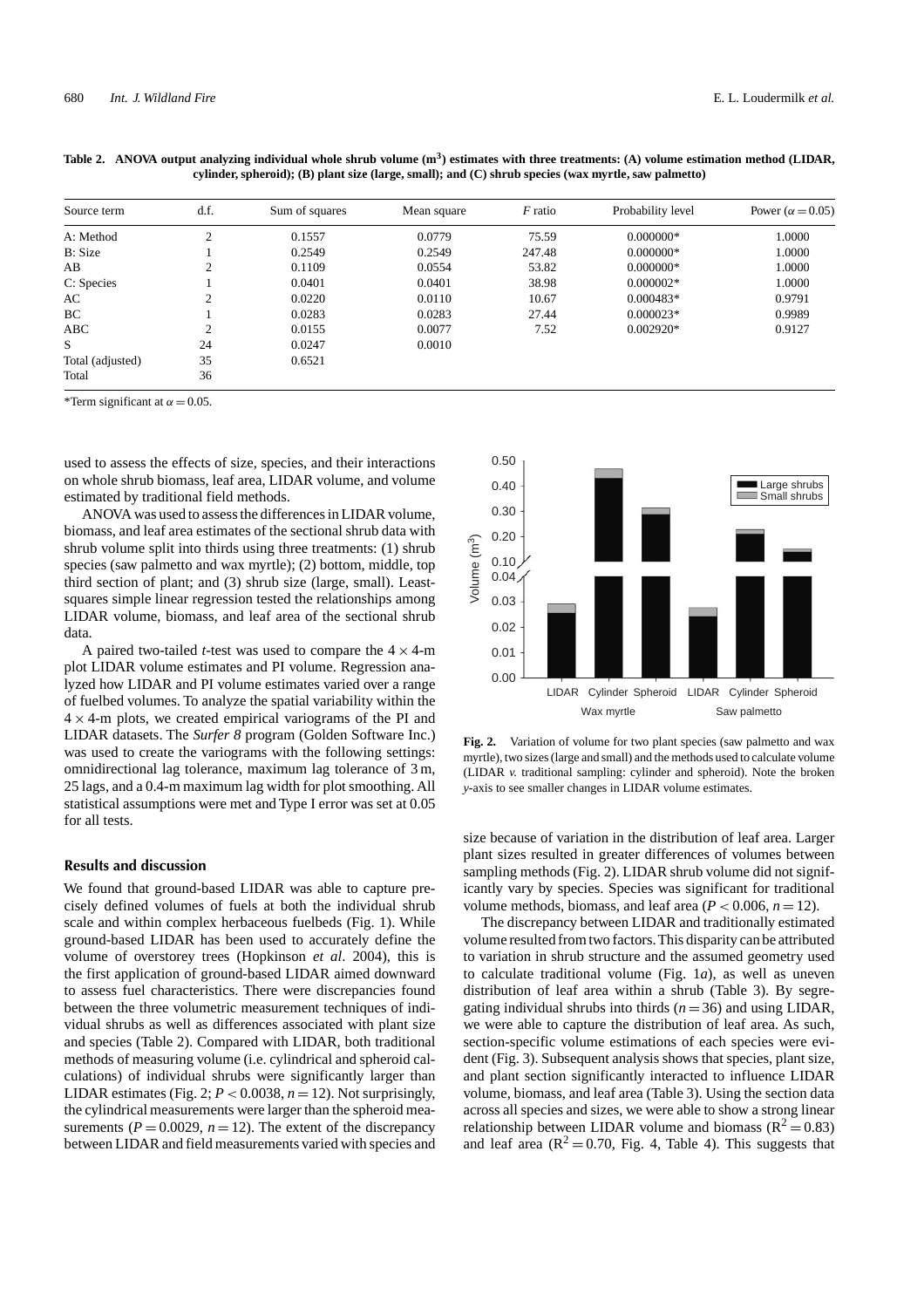**Table 2. ANOVA output analyzing individual whole shrub volume ($m^3$) estimates with three treatments: (A) volume estimation method (LIDAR, cylinder, spheroid); (B) plant size (large, small); and (C) shrub species (wax myrtle, saw palmetto)**

| Source term | d.f. | Sum of squares | Mean square | *F* ratio | Probability level | Power ($\alpha = 0.05$) |
|---|---|---|---|---|---|---|
| A: Method | 2 | 0.1557 | 0.0779 | 75.59 | 0.000000* | 1.0000 |
| B: Size | 1 | 0.2549 | 0.2549 | 247.48 | 0.000000* | 1.0000 |
| AB | 2 | 0.1109 | 0.0554 | 53.82 | 0.000000* | 1.0000 |
| C: Species | 1 | 0.0401 | 0.0401 | 38.98 | 0.000002* | 1.0000 |
| AC | 2 | 0.0220 | 0.0110 | 10.67 | 0.000483* | 0.9791 |
| BC | 1 | 0.0283 | 0.0283 | 27.44 | 0.000023* | 0.9989 |
| ABC | 2 | 0.0155 | 0.0077 | 7.52 | 0.002920* | 0.9127 |
| S | 24 | 0.0247 | 0.0010 | | | |
| Total (adjusted) | 35 | 0.6521 | | | | |
| Total | 36 | | | | | |

*Term significant at $\alpha = 0.05$.

used to assess the effects of size, species, and their interactions on whole shrub biomass, leaf area, LIDAR volume, and volume estimated by traditional field methods.

ANOVA was used to assess the differences in LIDAR volume, biomass, and leaf area estimates of the sectional shrub data with shrub volume split into thirds using three treatments: (1) shrub species (saw palmetto and wax myrtle); (2) bottom, middle, top third section of plant; and (3) shrub size (large, small). Least-squares simple linear regression tested the relationships among LIDAR volume, biomass, and leaf area of the sectional shrub data.

A paired two-tailed *t*-test was used to compare the $4 \times 4$-m plot LIDAR volume estimates and PI volume. Regression analyzed how LIDAR and PI volume estimates varied over a range of fuelbed volumes. To analyze the spatial variability within the $4 \times 4$-m plots, we created empirical variograms of the PI and LIDAR datasets. The *Surfer 8* program (Golden Software Inc.) was used to create the variograms with the following settings: omnidirectional lag tolerance, maximum lag tolerance of 3 m, 25 lags, and a 0.4-m maximum lag width for plot smoothing. All statistical assumptions were met and Type I error was set at 0.05 for all tests.

## Results and discussion

We found that ground-based LIDAR was able to capture precisely defined volumes of fuels at both the individual shrub scale and within complex herbaceous fuelbeds (Fig. 1). While ground-based LIDAR has been used to accurately define the volume of overstorey trees (Hopkinson *et al*. 2004), this is the first application of ground-based LIDAR aimed downward to assess fuel characteristics. There were discrepancies found between the three volumetric measurement techniques of individual shrubs as well as differences associated with plant size and species (Table 2). Compared with LIDAR, both traditional methods of measuring volume (i.e. cylindrical and spheroid calculations) of individual shrubs were significantly larger than LIDAR estimates (Fig. 2; $P < 0.0038$, $n = 12$). Not surprisingly, the cylindrical measurements were larger than the spheroid measurements ($P = 0.0029$, $n = 12$). The extent of the discrepancy between LIDAR and field measurements varied with species and size because of variation in the distribution of leaf area. Larger plant sizes resulted in greater differences of volumes between sampling methods (Fig. 2). LIDAR shrub volume did not significantly vary by species. Species was significant for traditional volume methods, biomass, and leaf area ($P < 0.006$, $n = 12$).

**Fig. 2.** Variation of volume for two plant species (saw palmetto and wax myrtle), two sizes (large and small) and the methods used to calculate volume (LIDAR *v.* traditional sampling: cylinder and spheroid). Note the broken *y*-axis to see smaller changes in LIDAR volume estimates.

The discrepancy between LIDAR and traditionally estimated volume resulted from two factors. This disparity can be attributed to variation in shrub structure and the assumed geometry used to calculate traditional volume (Fig. 1*a*), as well as uneven distribution of leaf area within a shrub (Table 3). By segregating individual shrubs into thirds ($n = 36$) and using LIDAR, we were able to capture the distribution of leaf area. As such, section-specific volume estimations of each species were evident (Fig. 3). Subsequent analysis shows that species, plant size, and plant section significantly interacted to influence LIDAR volume, biomass, and leaf area (Table 3). Using the section data across all species and sizes, we were able to show a strong linear relationship between LIDAR volume and biomass ($R^2 = 0.83$) and leaf area ($R^2 = 0.70$, Fig. 4, Table 4). This suggests that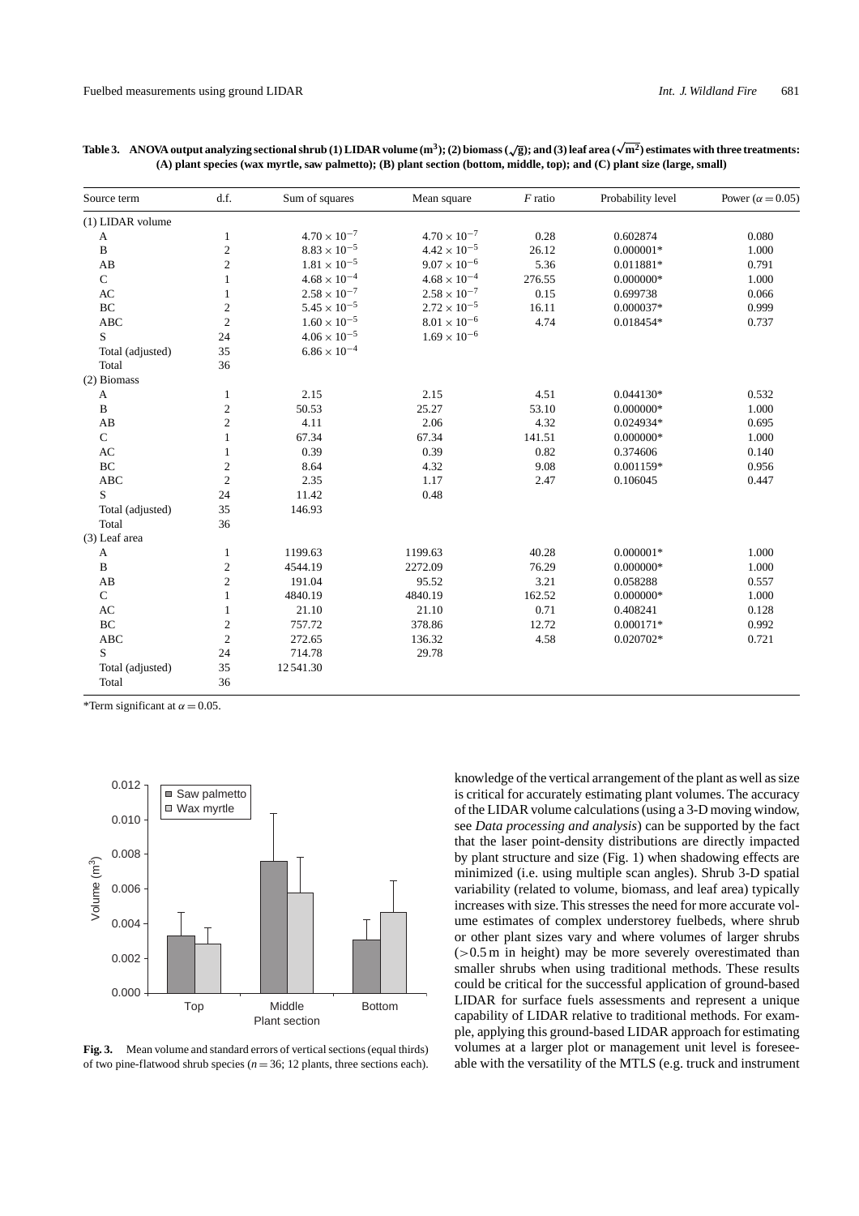**Table 3. ANOVA output analyzing sectional shrub (1) LIDAR volume ($m^3$); (2) biomass ($\sqrt{g}$); and (3) leaf area ($\sqrt{m^2}$) estimates with three treatments: (A) plant species (wax myrtle, saw palmetto); (B) plant section (bottom, middle, top); and (C) plant size (large, small)**

| Source term | d.f. | Sum of squares | Mean square | *F* ratio | Probability level | Power ($\alpha = 0.05$) |
|---|---|---|---|---|---|---|
| (1) LIDAR volume | | | | | | |
| A | 1 | $4.70 \times 10^{-7}$ | $4.70 \times 10^{-7}$ | 0.28 | 0.602874 | 0.080 |
| B | 2 | $8.83 \times 10^{-5}$ | $4.42 \times 10^{-5}$ | 26.12 | 0.000001* | 1.000 |
| AB | 2 | $1.81 \times 10^{-5}$ | $9.07 \times 10^{-6}$ | 5.36 | 0.011881* | 0.791 |
| C | 1 | $4.68 \times 10^{-4}$ | $4.68 \times 10^{-4}$ | 276.55 | 0.000000* | 1.000 |
| AC | 1 | $2.58 \times 10^{-7}$ | $2.58 \times 10^{-7}$ | 0.15 | 0.699738 | 0.066 |
| BC | 2 | $5.45 \times 10^{-5}$ | $2.72 \times 10^{-5}$ | 16.11 | 0.000037* | 0.999 |
| ABC | 2 | $1.60 \times 10^{-5}$ | $8.01 \times 10^{-6}$ | 4.74 | 0.018454* | 0.737 |
| S | 24 | $4.06 \times 10^{-5}$ | $1.69 \times 10^{-6}$ | | | |
| Total (adjusted) | 35 | $6.86 \times 10^{-4}$ | | | | |
| Total | 36 | | | | | |
| (2) Biomass | | | | | | |
| A | 1 | 2.15 | 2.15 | 4.51 | 0.044130* | 0.532 |
| B | 2 | 50.53 | 25.27 | 53.10 | 0.000000* | 1.000 |
| AB | 2 | 4.11 | 2.06 | 4.32 | 0.024934* | 0.695 |
| C | 1 | 67.34 | 67.34 | 141.51 | 0.000000* | 1.000 |
| AC | 1 | 0.39 | 0.39 | 0.82 | 0.374606 | 0.140 |
| BC | 2 | 8.64 | 4.32 | 9.08 | 0.001159* | 0.956 |
| ABC | 2 | 2.35 | 1.17 | 2.47 | 0.106045 | 0.447 |
| S | 24 | 11.42 | 0.48 | | | |
| Total (adjusted) | 35 | 146.93 | | | | |
| Total | 36 | | | | | |
| (3) Leaf area | | | | | | |
| A | 1 | 1199.63 | 1199.63 | 40.28 | 0.000001* | 1.000 |
| B | 2 | 4544.19 | 2272.09 | 76.29 | 0.000000* | 1.000 |
| AB | 2 | 191.04 | 95.52 | 3.21 | 0.058288 | 0.557 |
| C | 1 | 4840.19 | 4840.19 | 162.52 | 0.000000* | 1.000 |
| AC | 1 | 21.10 | 21.10 | 0.71 | 0.408241 | 0.128 |
| BC | 2 | 757.72 | 378.86 | 12.72 | 0.000171* | 0.992 |
| ABC | 2 | 272.65 | 136.32 | 4.58 | 0.020702* | 0.721 |
| S | 24 | 714.78 | 29.78 | | | |
| Total (adjusted) | 35 | 12 541.30 | | | | |
| Total | 36 | | | | | |

*Term significant at $\alpha = 0.05$.

**Fig. 3.** Mean volume and standard errors of vertical sections (equal thirds) of two pine-flatwood shrub species ($n = 36$; 12 plants, three sections each).

knowledge of the vertical arrangement of the plant as well as size is critical for accurately estimating plant volumes. The accuracy of the LIDAR volume calculations (using a 3-D moving window, see *Data processing and analysis*) can be supported by the fact that the laser point-density distributions are directly impacted by plant structure and size (Fig. 1) when shadowing effects are minimized (i.e. using multiple scan angles). Shrub 3-D spatial variability (related to volume, biomass, and leaf area) typically increases with size. This stresses the need for more accurate volume estimates of complex understorey fuelbeds, where shrub or other plant sizes vary and where volumes of larger shrubs (>0.5 m in height) may be more severely overestimated than smaller shrubs when using traditional methods. These results could be critical for the successful application of ground-based LIDAR for surface fuels assessments and represent a unique capability of LIDAR relative to traditional methods. For example, applying this ground-based LIDAR approach for estimating volumes at a larger plot or management unit level is foreseeable with the versatility of the MTLS (e.g. truck and instrument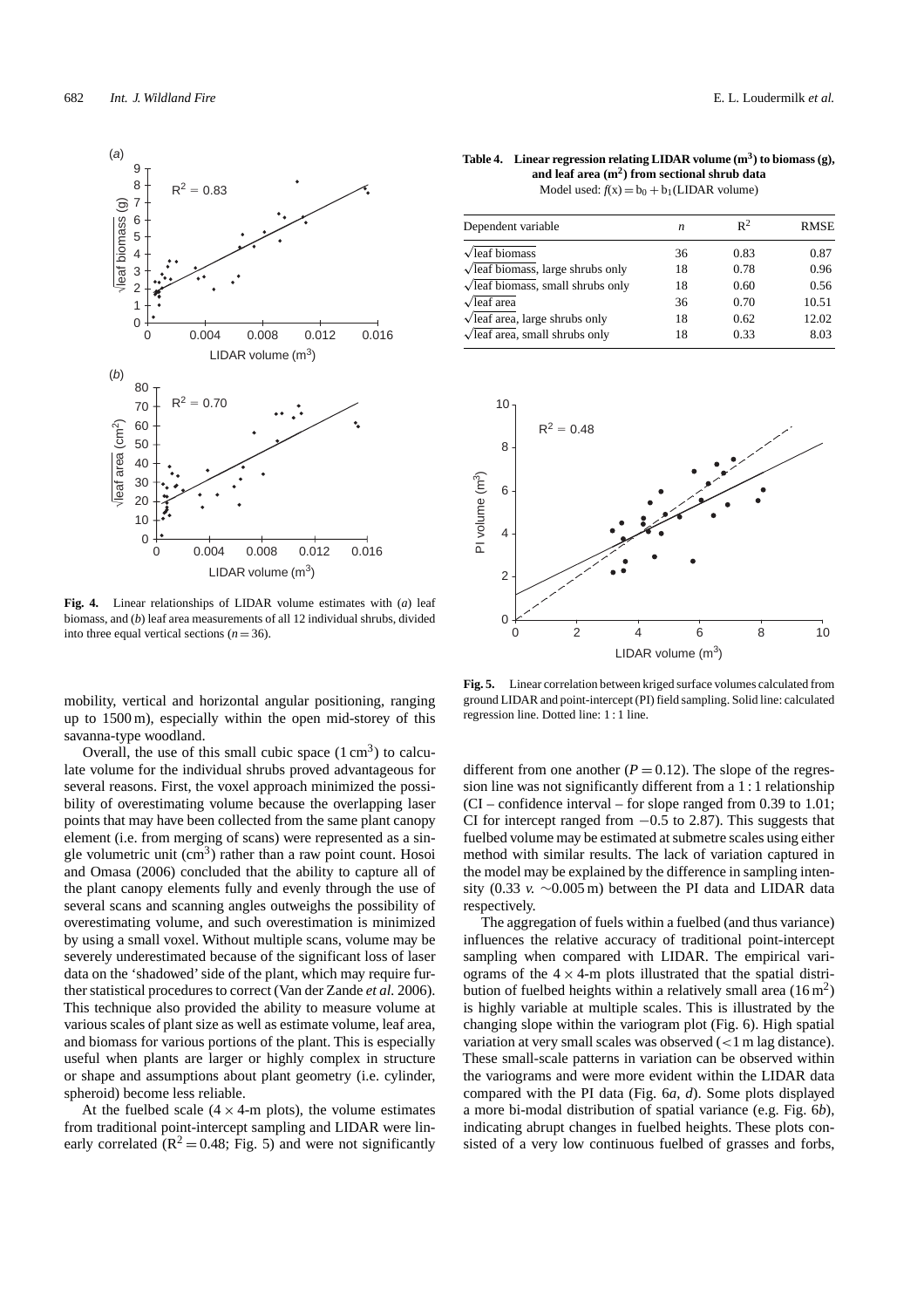**Fig. 4.** Linear relationships of LIDAR volume estimates with (*a*) leaf biomass, and (*b*) leaf area measurements of all 12 individual shrubs, divided into three equal vertical sections ($n = 36$).

**Table 4. Linear regression relating LIDAR volume ($m^3$) to biomass (g), and leaf area ($m^2$) from sectional shrub data**
Model used: $f(x) = b_0 + b_1$(LIDAR volume)

| Dependent variable | $n$ | $R^2$ | RMSE |
|---|---|---|---|
| $\sqrt{\text{leaf biomass}}$ | 36 | 0.83 | 0.87 |
| $\sqrt{\text{leaf biomass}}$, large shrubs only | 18 | 0.78 | 0.96 |
| $\sqrt{\text{leaf biomass}}$, small shrubs only | 18 | 0.60 | 0.56 |
| $\sqrt{\text{leaf area}}$ | 36 | 0.70 | 10.51 |
| $\sqrt{\text{leaf area}}$, large shrubs only | 18 | 0.62 | 12.02 |
| $\sqrt{\text{leaf area}}$, small shrubs only | 18 | 0.33 | 8.03 |

**Fig. 5.** Linear correlation between kriged surface volumes calculated from ground LIDAR and point-intercept (PI) field sampling. Solid line: calculated regression line. Dotted line: 1 : 1 line.

mobility, vertical and horizontal angular positioning, ranging up to 1500 m), especially within the open mid-storey of this savanna-type woodland.

Overall, the use of this small cubic space ($1\,cm^3$) to calculate volume for the individual shrubs proved advantageous for several reasons. First, the voxel approach minimized the possibility of overestimating volume because the overlapping laser points that may have been collected from the same plant canopy element (i.e. from merging of scans) were represented as a single volumetric unit ($cm^3$) rather than a raw point count. Hosoi and Omasa (2006) concluded that the ability to capture all of the plant canopy elements fully and evenly through the use of several scans and scanning angles outweighs the possibility of overestimating volume, and such overestimation is minimized by using a small voxel. Without multiple scans, volume may be severely underestimated because of the significant loss of laser data on the 'shadowed' side of the plant, which may require further statistical procedures to correct (Van der Zande *et al.* 2006). This technique also provided the ability to measure volume at various scales of plant size as well as estimate volume, leaf area, and biomass for various portions of the plant. This is especially useful when plants are larger or highly complex in structure or shape and assumptions about plant geometry (i.e. cylinder, spheroid) become less reliable.

At the fuelbed scale (4 × 4-m plots), the volume estimates from traditional point-intercept sampling and LIDAR were linearly correlated ($R^2 = 0.48$; Fig. 5) and were not significantly different from one another ($P = 0.12$). The slope of the regression line was not significantly different from a 1 : 1 relationship (CI – confidence interval – for slope ranged from 0.39 to 1.01; CI for intercept ranged from −0.5 to 2.87). This suggests that fuelbed volume may be estimated at submetre scales using either method with similar results. The lack of variation captured in the model may be explained by the difference in sampling intensity (0.33 *v.* ∼0.005 m) between the PI data and LIDAR data respectively.

The aggregation of fuels within a fuelbed (and thus variance) influences the relative accuracy of traditional point-intercept sampling when compared with LIDAR. The empirical variograms of the 4 × 4-m plots illustrated that the spatial distribution of fuelbed heights within a relatively small area ($16\,m^2$) is highly variable at multiple scales. This is illustrated by the changing slope within the variogram plot (Fig. 6). High spatial variation at very small scales was observed (<1 m lag distance). These small-scale patterns in variation can be observed within the variograms and were more evident within the LIDAR data compared with the PI data (Fig. 6*a*, *d*). Some plots displayed a more bi-modal distribution of spatial variance (e.g. Fig. 6*b*), indicating abrupt changes in fuelbed heights. These plots consisted of a very low continuous fuelbed of grasses and forbs,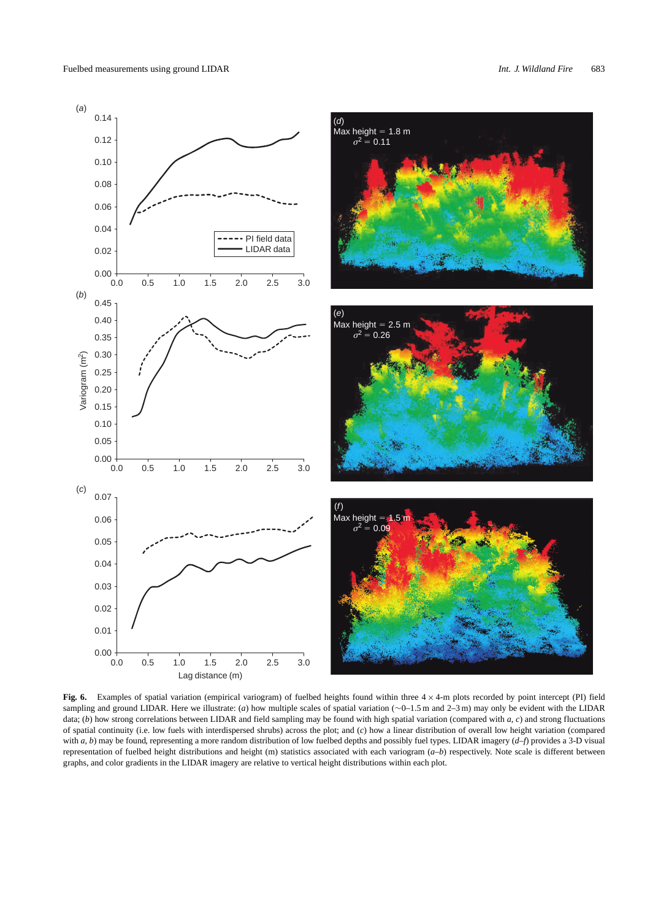**Fig. 6.** Examples of spatial variation (empirical variogram) of fuelbed heights found within three 4 × 4-m plots recorded by point intercept (PI) field sampling and ground LIDAR. Here we illustrate: (*a*) how multiple scales of spatial variation (∼0–1.5 m and 2–3 m) may only be evident with the LIDAR data; (*b*) how strong correlations between LIDAR and field sampling may be found with high spatial variation (compared with *a*, *c*) and strong fluctuations of spatial continuity (i.e. low fuels with interdispersed shrubs) across the plot; and (*c*) how a linear distribution of overall low height variation (compared with *a*, *b*) may be found, representing a more random distribution of low fuelbed depths and possibly fuel types. LIDAR imagery (*d*–*f*) provides a 3-D visual representation of fuelbed height distributions and height (m) statistics associated with each variogram (*a*–*b*) respectively. Note scale is different between graphs, and color gradients in the LIDAR imagery are relative to vertical height distributions within each plot.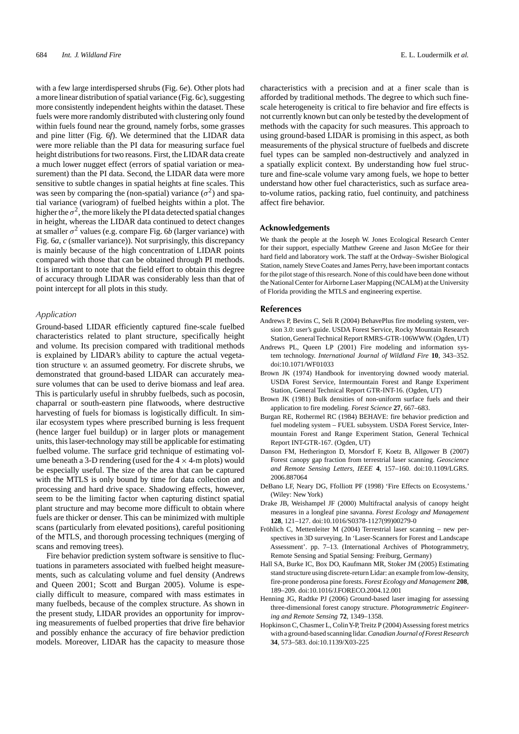with a few large interdispersed shrubs (Fig. 6*e*). Other plots had a more linear distribution of spatial variance (Fig. 6*c*), suggesting more consistently independent heights within the dataset. These fuels were more randomly distributed with clustering only found within fuels found near the ground, namely forbs, some grasses and pine litter (Fig. 6*f*). We determined that the LIDAR data were more reliable than the PI data for measuring surface fuel height distributions for two reasons. First, the LIDAR data create a much lower nugget effect (errors of spatial variation or measurement) than the PI data. Second, the LIDAR data were more sensitive to subtle changes in spatial heights at fine scales. This was seen by comparing the (non-spatial) variance ($\sigma^2$) and spatial variance (variogram) of fuelbed heights within a plot. The higher the $\sigma^2$, the more likely the PI data detected spatial changes in height, whereas the LIDAR data continued to detect changes at smaller $\sigma^2$ values (e.g. compare Fig. 6*b* (larger variance) with Fig. 6*a*, *c* (smaller variance)). Not surprisingly, this discrepancy is mainly because of the high concentration of LIDAR points compared with those that can be obtained through PI methods. It is important to note that the field effort to obtain this degree of accuracy through LIDAR was considerably less than that of point intercept for all plots in this study.

### *Application*

Ground-based LIDAR efficiently captured fine-scale fuelbed characteristics related to plant structure, specifically height and volume. Its precision compared with traditional methods is explained by LIDAR's ability to capture the actual vegetation structure *v.* an assumed geometry. For discrete shrubs, we demonstrated that ground-based LIDAR can accurately measure volumes that can be used to derive biomass and leaf area. This is particularly useful in shrubby fuelbeds, such as pocosin, chaparral or south-eastern pine flatwoods, where destructive harvesting of fuels for biomass is logistically difficult. In similar ecosystem types where prescribed burning is less frequent (hence larger fuel buildup) or in larger plots or management units, this laser-technology may still be applicable for estimating fuelbed volume. The surface grid technique of estimating volume beneath a 3-D rendering (used for the $4 \times 4$-m plots) would be especially useful. The size of the area that can be captured with the MTLS is only bound by time for data collection and processing and hard drive space. Shadowing effects, however, seem to be the limiting factor when capturing distinct spatial plant structure and may become more difficult to obtain where fuels are thicker or denser. This can be minimized with multiple scans (particularly from elevated positions), careful positioning of the MTLS, and thorough processing techniques (merging of scans and removing trees).

Fire behavior prediction system software is sensitive to fluctuations in parameters associated with fuelbed height measurements, such as calculating volume and fuel density (Andrews and Queen 2001; Scott and Burgan 2005). Volume is especially difficult to measure, compared with mass estimates in many fuelbeds, because of the complex structure. As shown in the present study, LIDAR provides an opportunity for improving measurements of fuelbed properties that drive fire behavior and possibly enhance the accuracy of fire behavior prediction models. Moreover, LIDAR has the capacity to measure those characteristics with a precision and at a finer scale than is afforded by traditional methods. The degree to which such fine-scale heterogeneity is critical to fire behavior and fire effects is not currently known but can only be tested by the development of methods with the capacity for such measures. This approach to using ground-based LIDAR is promising in this aspect, as both measurements of the physical structure of fuelbeds and discrete fuel types can be sampled non-destructively and analyzed in a spatially explicit context. By understanding how fuel structure and fine-scale volume vary among fuels, we hope to better understand how other fuel characteristics, such as surface area-to-volume ratios, packing ratio, fuel continuity, and patchiness affect fire behavior.

## Acknowledgements

We thank the people at the Joseph W. Jones Ecological Research Center for their support, especially Matthew Greene and Jason McGee for their hard field and laboratory work. The staff at the Ordway–Swisher Biological Station, namely Steve Coates and James Perry, have been important contacts for the pilot stage of this research. None of this could have been done without the National Center for Airborne Laser Mapping (NCALM) at the University of Florida providing the MTLS and engineering expertise.

## References

Andrews P, Bevins C, Seli R (2004) BehavePlus fire modeling system, version 3.0: user's guide. USDA Forest Service, Rocky Mountain Research Station, General Technical Report RMRS-GTR-106WWW. (Ogden, UT)

Andrews PL, Queen LP (2001) Fire modeling and information system technology. *International Journal of Wildland Fire* **10**, 343–352. doi:10.1071/WF01033

Brown JK (1974) Handbook for inventorying downed woody material. USDA Forest Service, Intermountain Forest and Range Experiment Station, General Technical Report GTR-INT-16. (Ogden, UT)

Brown JK (1981) Bulk densities of non-uniform surface fuels and their application to fire modeling. *Forest Science* **27**, 667–683.

Burgan RE, Rothermel RC (1984) BEHAVE: fire behavior prediction and fuel modeling system – FUEL subsystem. USDA Forest Service, Intermountain Forest and Range Experiment Station, General Technical Report INT-GTR-167. (Ogden, UT)

Danson FM, Hetherington D, Morsdorf F, Koetz B, Allgower B (2007) Forest canopy gap fraction from terrestrial laser scanning. *Geoscience and Remote Sensing Letters, IEEE* **4**, 157–160. doi:10.1109/LGRS.2006.887064

DeBano LF, Neary DG, Ffolliott PF (1998) 'Fire Effects on Ecosystems.' (Wiley: New York)

Drake JB, Weishampel JF (2000) Multifractal analysis of canopy height measures in a longleaf pine savanna. *Forest Ecology and Management* **128**, 121–127. doi:10.1016/S0378-1127(99)00279-0

Fröhlich C, Mettenleiter M (2004) Terrestrial laser scanning – new perspectives in 3D surveying. In 'Laser-Scanners for Forest and Landscape Assessment'. pp. 7–13. (International Archives of Photogrammetry, Remote Sensing and Spatial Sensing: Freiburg, Germany)

Hall SA, Burke IC, Box DO, Kaufmann MR, Stoker JM (2005) Estimating stand structure using discrete-return Lidar: an example from low-density, fire-prone ponderosa pine forests. *Forest Ecology and Management* **208**, 189–209. doi:10.1016/J.FORECO.2004.12.001

Henning JG, Radtke PJ (2006) Ground-based laser imaging for assessing three-dimensional forest canopy structure. *Photogrammetric Engineering and Remote Sensing* **72**, 1349–1358.

Hopkinson C, Chasmer L, Colin Y-P, Treitz P (2004) Assessing forest metrics with a ground-based scanning lidar. *Canadian Journal of Forest Research* **34**, 573–583. doi:10.1139/X03-225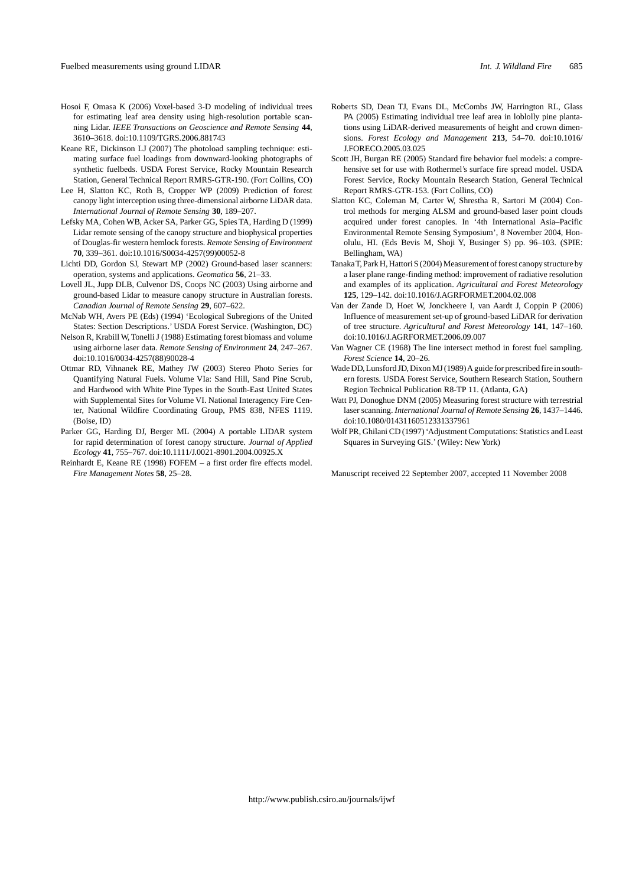Hosoi F, Omasa K (2006) Voxel-based 3-D modeling of individual trees for estimating leaf area density using high-resolution portable scanning Lidar. *IEEE Transactions on Geoscience and Remote Sensing* **44**, 3610–3618. doi:10.1109/TGRS.2006.881743

Keane RE, Dickinson LJ (2007) The photoload sampling technique: estimating surface fuel loadings from downward-looking photographs of synthetic fuelbeds. USDA Forest Service, Rocky Mountain Research Station, General Technical Report RMRS-GTR-190. (Fort Collins, CO)

Lee H, Slatton KC, Roth B, Cropper WP (2009) Prediction of forest canopy light interception using three-dimensional airborne LiDAR data. *International Journal of Remote Sensing* **30**, 189–207.

Lefsky MA, Cohen WB, Acker SA, Parker GG, Spies TA, Harding D (1999) Lidar remote sensing of the canopy structure and biophysical properties of Douglas-fir western hemlock forests. *Remote Sensing of Environment* **70**, 339–361. doi:10.1016/S0034-4257(99)00052-8

Lichti DD, Gordon SJ, Stewart MP (2002) Ground-based laser scanners: operation, systems and applications. *Geomatica* **56**, 21–33.

Lovell JL, Jupp DLB, Culvenor DS, Coops NC (2003) Using airborne and ground-based Lidar to measure canopy structure in Australian forests. *Canadian Journal of Remote Sensing* **29**, 607–622.

McNab WH, Avers PE (Eds) (1994) 'Ecological Subregions of the United States: Section Descriptions.' USDA Forest Service. (Washington, DC)

Nelson R, Krabill W, Tonelli J (1988) Estimating forest biomass and volume using airborne laser data. *Remote Sensing of Environment* **24**, 247–267. doi:10.1016/0034-4257(88)90028-4

Ottmar RD, Vihnanek RE, Mathey JW (2003) Stereo Photo Series for Quantifying Natural Fuels. Volume VIa: Sand Hill, Sand Pine Scrub, and Hardwood with White Pine Types in the South-East United States with Supplemental Sites for Volume VI. National Interagency Fire Center, National Wildfire Coordinating Group, PMS 838, NFES 1119. (Boise, ID)

Parker GG, Harding DJ, Berger ML (2004) A portable LIDAR system for rapid determination of forest canopy structure. *Journal of Applied Ecology* **41**, 755–767. doi:10.1111/J.0021-8901.2004.00925.X

Reinhardt E, Keane RE (1998) FOFEM – a first order fire effects model. *Fire Management Notes* **58**, 25–28.

Roberts SD, Dean TJ, Evans DL, McCombs JW, Harrington RL, Glass PA (2005) Estimating individual tree leaf area in loblolly pine plantations using LiDAR-derived measurements of height and crown dimensions. *Forest Ecology and Management* **213**, 54–70. doi:10.1016/J.FORECO.2005.03.025

Scott JH, Burgan RE (2005) Standard fire behavior fuel models: a comprehensive set for use with Rothermel's surface fire spread model. USDA Forest Service, Rocky Mountain Research Station, General Technical Report RMRS-GTR-153. (Fort Collins, CO)

Slatton KC, Coleman M, Carter W, Shrestha R, Sartori M (2004) Control methods for merging ALSM and ground-based laser point clouds acquired under forest canopies. In '4th International Asia–Pacific Environmental Remote Sensing Symposium', 8 November 2004, Honolulu, HI. (Eds Bevis M, Shoji Y, Businger S) pp. 96–103. (SPIE: Bellingham, WA)

Tanaka T, Park H, Hattori S (2004) Measurement of forest canopy structure by a laser plane range-finding method: improvement of radiative resolution and examples of its application. *Agricultural and Forest Meteorology* **125**, 129–142. doi:10.1016/J.AGRFORMET.2004.02.008

Van der Zande D, Hoet W, Jonckheere I, van Aardt J, Coppin P (2006) Influence of measurement set-up of ground-based LiDAR for derivation of tree structure. *Agricultural and Forest Meteorology* **141**, 147–160. doi:10.1016/J.AGRFORMET.2006.09.007

Van Wagner CE (1968) The line intersect method in forest fuel sampling. *Forest Science* **14**, 20–26.

Wade DD, Lunsford JD, Dixon MJ (1989) A guide for prescribed fire in southern forests. USDA Forest Service, Southern Research Station, Southern Region Technical Publication R8-TP 11. (Atlanta, GA)

Watt PJ, Donoghue DNM (2005) Measuring forest structure with terrestrial laser scanning. *International Journal of Remote Sensing* **26**, 1437–1446. doi:10.1080/01431160512331337961

Wolf PR, Ghilani CD (1997) 'Adjustment Computations: Statistics and Least Squares in Surveying GIS.' (Wiley: New York)

Manuscript received 22 September 2007, accepted 11 November 2008